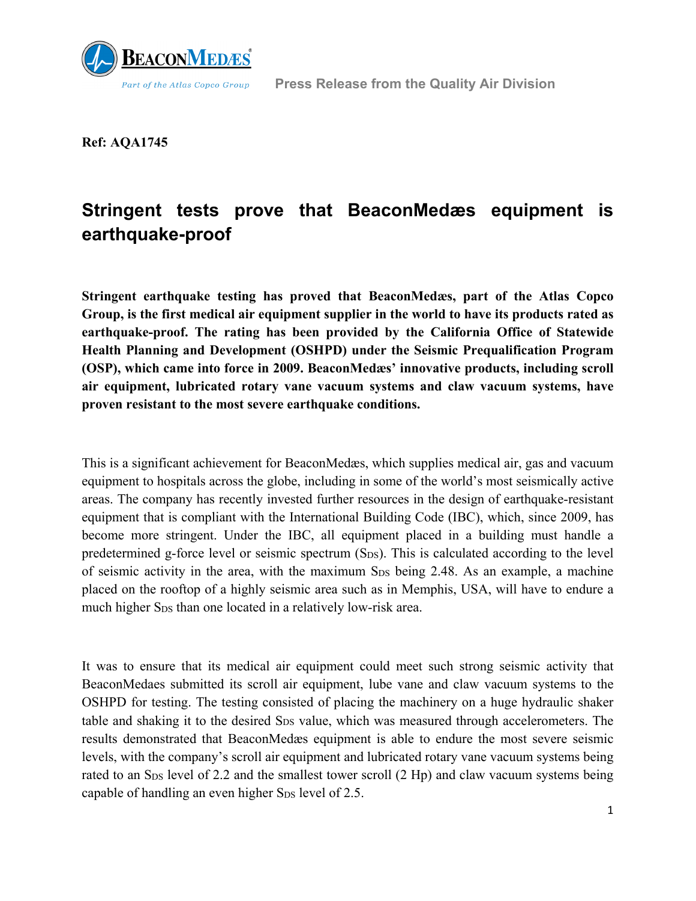Press Release from the Quality Air Division

**Ref: AQA1745**

# Stringent tests prove that BeaconMedæs equipment is earthquake-proof

**Stringent earthquake testing has proved that BeaconMedæs, part of the Atlas Copco Group, is the first medical air equipment supplier in the world to have its products rated as earthquake-proof. The rating has been provided by the California Office of Statewide Health Planning and Development (OSHPD) under the Seismic Prequalification Program (OSP), which came into force in 2009. BeaconMedæs' innovative products, including scroll air equipment, lubricated rotary vane vacuum systems and claw vacuum systems, have proven resistant to the most severe earthquake conditions.**

This is a significant achievement for BeaconMedæs, which supplies medical air, gas and vacuum equipment to hospitals across the globe, including in some of the world's most seismically active areas. The company has recently invested further resources in the design of earthquake-resistant equipment that is compliant with the International Building Code (IBC), which, since 2009, has become more stringent. Under the IBC, all equipment placed in a building must handle a predetermined g-force level or seismic spectrum ($S_{DS}$). This is calculated according to the level of seismic activity in the area, with the maximum $S_{DS}$ being 2.48. As an example, a machine placed on the rooftop of a highly seismic area such as in Memphis, USA, will have to endure a much higher $S_{DS}$ than one located in a relatively low-risk area.

It was to ensure that its medical air equipment could meet such strong seismic activity that BeaconMedaes submitted its scroll air equipment, lube vane and claw vacuum systems to the OSHPD for testing. The testing consisted of placing the machinery on a huge hydraulic shaker table and shaking it to the desired $S_{DS}$ value, which was measured through accelerometers. The results demonstrated that BeaconMedæs equipment is able to endure the most severe seismic levels, with the company's scroll air equipment and lubricated rotary vane vacuum systems being rated to an $S_{DS}$ level of 2.2 and the smallest tower scroll (2 Hp) and claw vacuum systems being capable of handling an even higher $S_{DS}$ level of 2.5.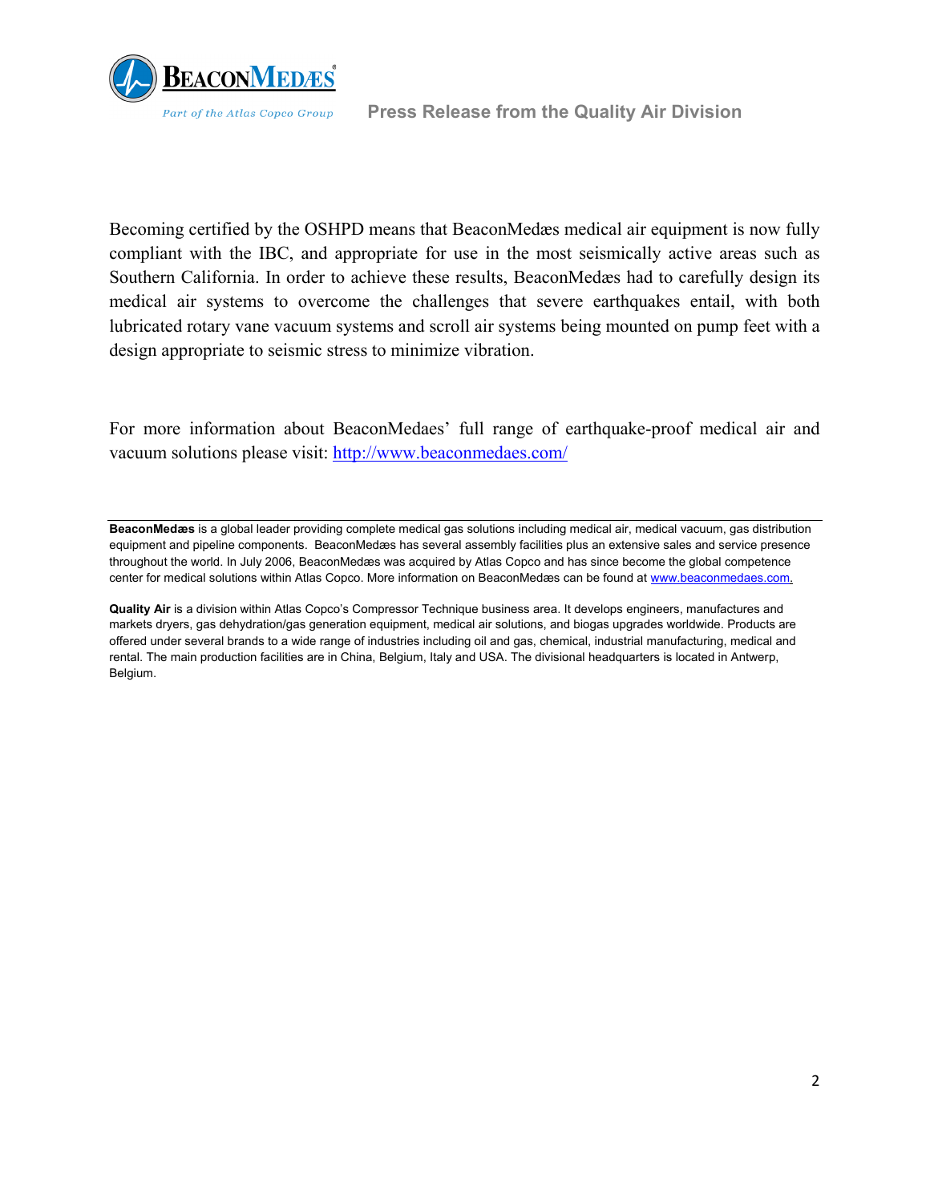Becoming certified by the OSHPD means that BeaconMedæs medical air equipment is now fully compliant with the IBC, and appropriate for use in the most seismically active areas such as Southern California. In order to achieve these results, BeaconMedæs had to carefully design its medical air systems to overcome the challenges that severe earthquakes entail, with both lubricated rotary vane vacuum systems and scroll air systems being mounted on pump feet with a design appropriate to seismic stress to minimize vibration.

For more information about BeaconMedaes' full range of earthquake-proof medical air and vacuum solutions please visit: http://www.beaconmedaes.com/

---

**BeaconMedæs** is a global leader providing complete medical gas solutions including medical air, medical vacuum, gas distribution equipment and pipeline components. BeaconMedæs has several assembly facilities plus an extensive sales and service presence throughout the world. In July 2006, BeaconMedæs was acquired by Atlas Copco and has since become the global competence center for medical solutions within Atlas Copco. More information on BeaconMedæs can be found at www.beaconmedaes.com.

**Quality Air** is a division within Atlas Copco's Compressor Technique business area. It develops engineers, manufactures and markets dryers, gas dehydration/gas generation equipment, medical air solutions, and biogas upgrades worldwide. Products are offered under several brands to a wide range of industries including oil and gas, chemical, industrial manufacturing, medical and rental. The main production facilities are in China, Belgium, Italy and USA. The divisional headquarters is located in Antwerp, Belgium.